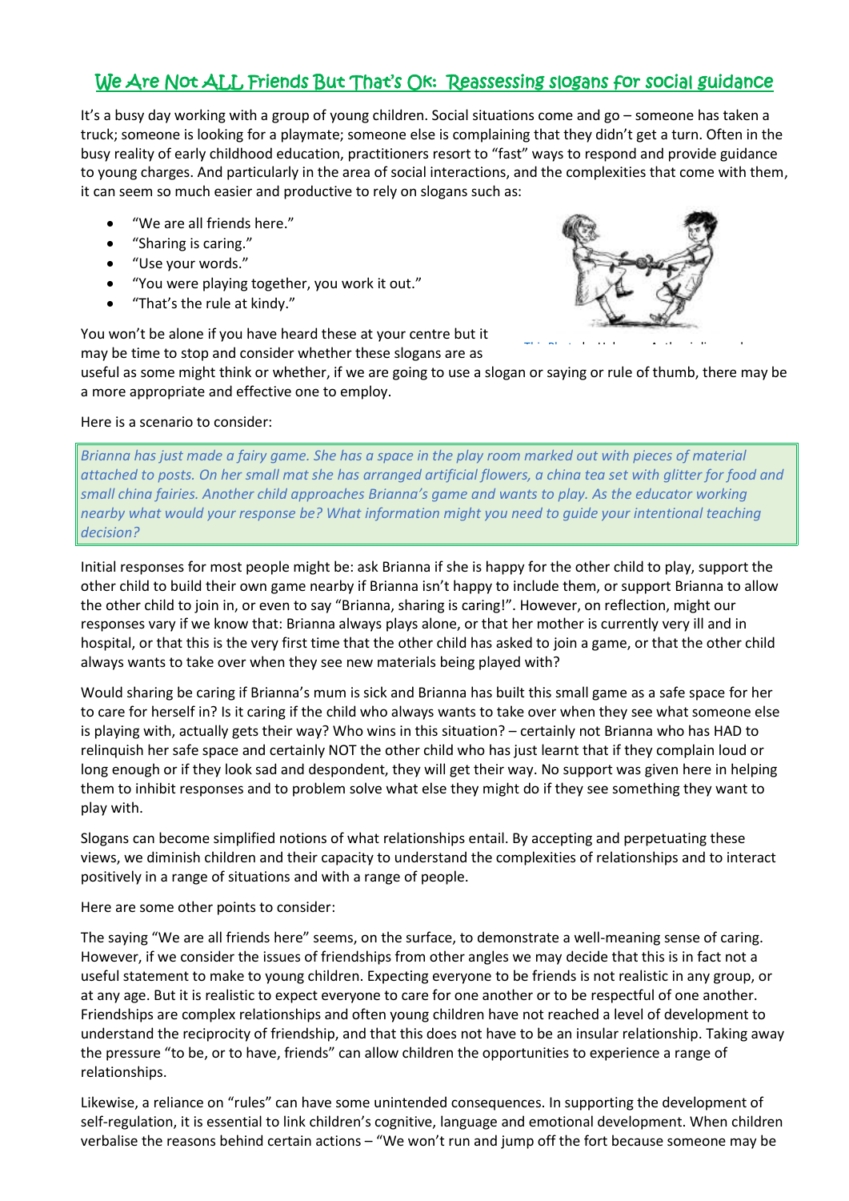# We Are Not ALL Friends But That's Ok: Reassessing slogans for social guidance

It's a busy day working with a group of young children. Social situations come and go – someone has taken a truck; someone is looking for a playmate; someone else is complaining that they didn't get a turn. Often in the busy reality of early childhood education, practitioners resort to "fast" ways to respond and provide guidance to young charges. And particularly in the area of social interactions, and the complexities that come with them, it can seem so much easier and productive to rely on slogans such as:

- "We are all friends here."
- "Sharing is caring."
- "Use your words."
- "You were playing together, you work it out."
- "That's the rule at kindy."

You won't be alone if you have heard these at your centre but it may be time to stop and consider whether these slogans are as useful as some might think or whether, if we are going to use a slogan or saying or rule of thumb, there may be a more appropriate and effective one to employ.

Here is a scenario to consider:

*Brianna has just made a fairy game. She has a space in the play room marked out with pieces of material attached to posts. On her small mat she has arranged artificial flowers, a china tea set with glitter for food and small china fairies. Another child approaches Brianna's game and wants to play. As the educator working nearby what would your response be? What information might you need to guide your intentional teaching decision?*

Initial responses for most people might be: ask Brianna if she is happy for the other child to play, support the other child to build their own game nearby if Brianna isn't happy to include them, or support Brianna to allow the other child to join in, or even to say "Brianna, sharing is caring!". However, on reflection, might our responses vary if we know that: Brianna always plays alone, or that her mother is currently very ill and in hospital, or that this is the very first time that the other child has asked to join a game, or that the other child always wants to take over when they see new materials being played with?

Would sharing be caring if Brianna's mum is sick and Brianna has built this small game as a safe space for her to care for herself in? Is it caring if the child who always wants to take over when they see what someone else is playing with, actually gets their way? Who wins in this situation? – certainly not Brianna who has HAD to relinquish her safe space and certainly NOT the other child who has just learnt that if they complain loud or long enough or if they look sad and despondent, they will get their way. No support was given here in helping them to inhibit responses and to problem solve what else they might do if they see something they want to play with.

Slogans can become simplified notions of what relationships entail. By accepting and perpetuating these views, we diminish children and their capacity to understand the complexities of relationships and to interact positively in a range of situations and with a range of people.

Here are some other points to consider:

The saying "We are all friends here" seems, on the surface, to demonstrate a well-meaning sense of caring. However, if we consider the issues of friendships from other angles we may decide that this is in fact not a useful statement to make to young children. Expecting everyone to be friends is not realistic in any group, or at any age. But it is realistic to expect everyone to care for one another or to be respectful of one another. Friendships are complex relationships and often young children have not reached a level of development to understand the reciprocity of friendship, and that this does not have to be an insular relationship. Taking away the pressure "to be, or to have, friends" can allow children the opportunities to experience a range of relationships.

Likewise, a reliance on "rules" can have some unintended consequences. In supporting the development of self-regulation, it is essential to link children's cognitive, language and emotional development. When children verbalise the reasons behind certain actions – "We won't run and jump off the fort because someone may be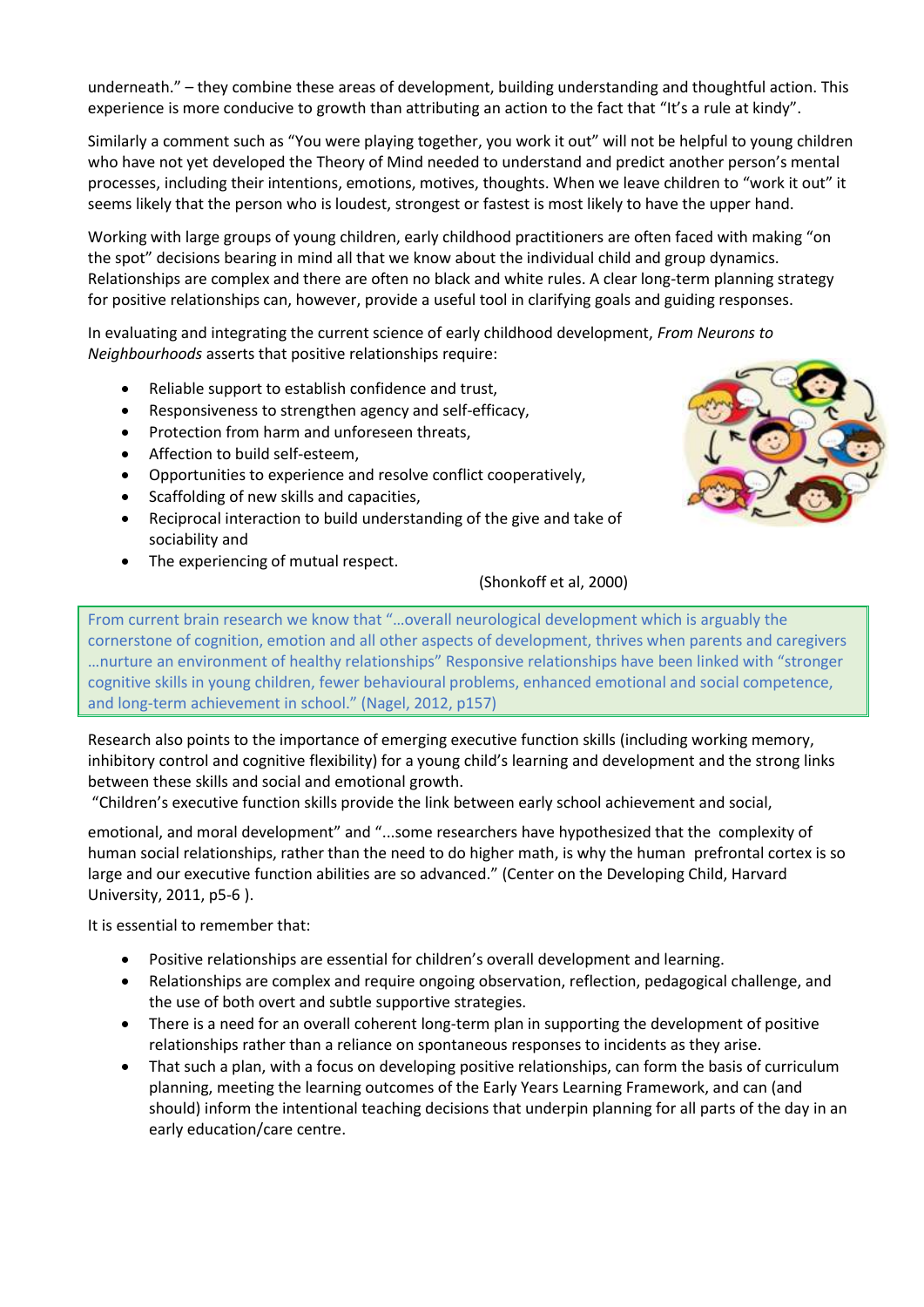underneath." – they combine these areas of development, building understanding and thoughtful action. This experience is more conducive to growth than attributing an action to the fact that "It's a rule at kindy".

Similarly a comment such as "You were playing together, you work it out" will not be helpful to young children who have not yet developed the Theory of Mind needed to understand and predict another person's mental processes, including their intentions, emotions, motives, thoughts. When we leave children to "work it out" it seems likely that the person who is loudest, strongest or fastest is most likely to have the upper hand.

Working with large groups of young children, early childhood practitioners are often faced with making "on the spot" decisions bearing in mind all that we know about the individual child and group dynamics. Relationships are complex and there are often no black and white rules. A clear long-term planning strategy for positive relationships can, however, provide a useful tool in clarifying goals and guiding responses.

In evaluating and integrating the current science of early childhood development, *From Neurons to Neighbourhoods* asserts that positive relationships require:

- Reliable support to establish confidence and trust,
- Responsiveness to strengthen agency and self-efficacy,
- Protection from harm and unforeseen threats,
- Affection to build self-esteem,
- Opportunities to experience and resolve conflict cooperatively,
- Scaffolding of new skills and capacities,
- Reciprocal interaction to build understanding of the give and take of sociability and
- The experiencing of mutual respect.

(Shonkoff et al, 2000)

From current brain research we know that "...overall neurological development which is arguably the cornerstone of cognition, emotion and all other aspects of development, thrives when parents and caregivers ...nurture an environment of healthy relationships" Responsive relationships have been linked with "stronger cognitive skills in young children, fewer behavioural problems, enhanced emotional and social competence, and long-term achievement in school." (Nagel, 2012, p157)

Research also points to the importance of emerging executive function skills (including working memory, inhibitory control and cognitive flexibility) for a young child's learning and development and the strong links between these skills and social and emotional growth.

"Children's executive function skills provide the link between early school achievement and social, emotional, and moral development" and "...some researchers have hypothesized that the complexity of human social relationships, rather than the need to do higher math, is why the human prefrontal cortex is so large and our executive function abilities are so advanced." (Center on the Developing Child, Harvard University, 2011, p5-6 ).

It is essential to remember that:

- Positive relationships are essential for children's overall development and learning.
- Relationships are complex and require ongoing observation, reflection, pedagogical challenge, and the use of both overt and subtle supportive strategies.
- There is a need for an overall coherent long-term plan in supporting the development of positive relationships rather than a reliance on spontaneous responses to incidents as they arise.
- That such a plan, with a focus on developing positive relationships, can form the basis of curriculum planning, meeting the learning outcomes of the Early Years Learning Framework, and can (and should) inform the intentional teaching decisions that underpin planning for all parts of the day in an early education/care centre.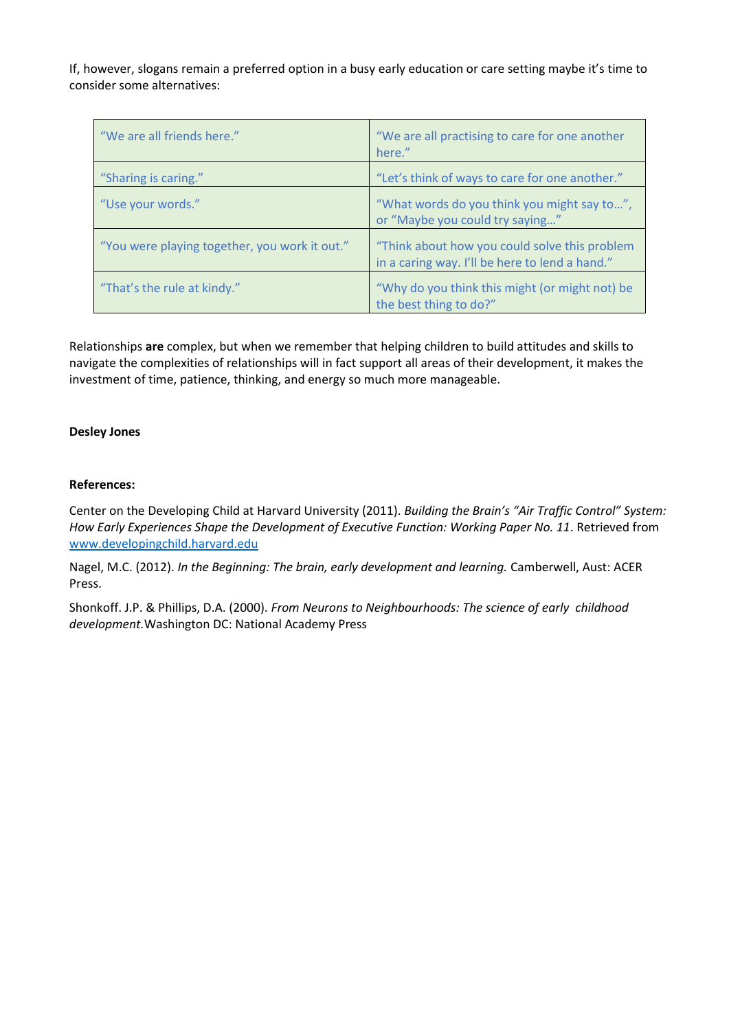If, however, slogans remain a preferred option in a busy early education or care setting maybe it's time to consider some alternatives:

| | |
|---|---|
| "We are all friends here." | "We are all practising to care for one another here." |
| "Sharing is caring." | "Let's think of ways to care for one another." |
| "Use your words." | "What words do you think you might say to…", or "Maybe you could try saying…" |
| "You were playing together, you work it out." | "Think about how you could solve this problem in a caring way. I'll be here to lend a hand." |
| "That's the rule at kindy." | "Why do you think this might (or might not) be the best thing to do?" |

Relationships **are** complex, but when we remember that helping children to build attitudes and skills to navigate the complexities of relationships will in fact support all areas of their development, it makes the investment of time, patience, thinking, and energy so much more manageable.

**Desley Jones**

**References:**

Center on the Developing Child at Harvard University (2011). *Building the Brain's "Air Traffic Control" System: How Early Experiences Shape the Development of Executive Function: Working Paper No. 11*. Retrieved from www.developingchild.harvard.edu

Nagel, M.C. (2012). *In the Beginning: The brain, early development and learning.* Camberwell, Aust: ACER Press.

Shonkoff. J.P. & Phillips, D.A. (2000). *From Neurons to Neighbourhoods: The science of early childhood development.* Washington DC: National Academy Press